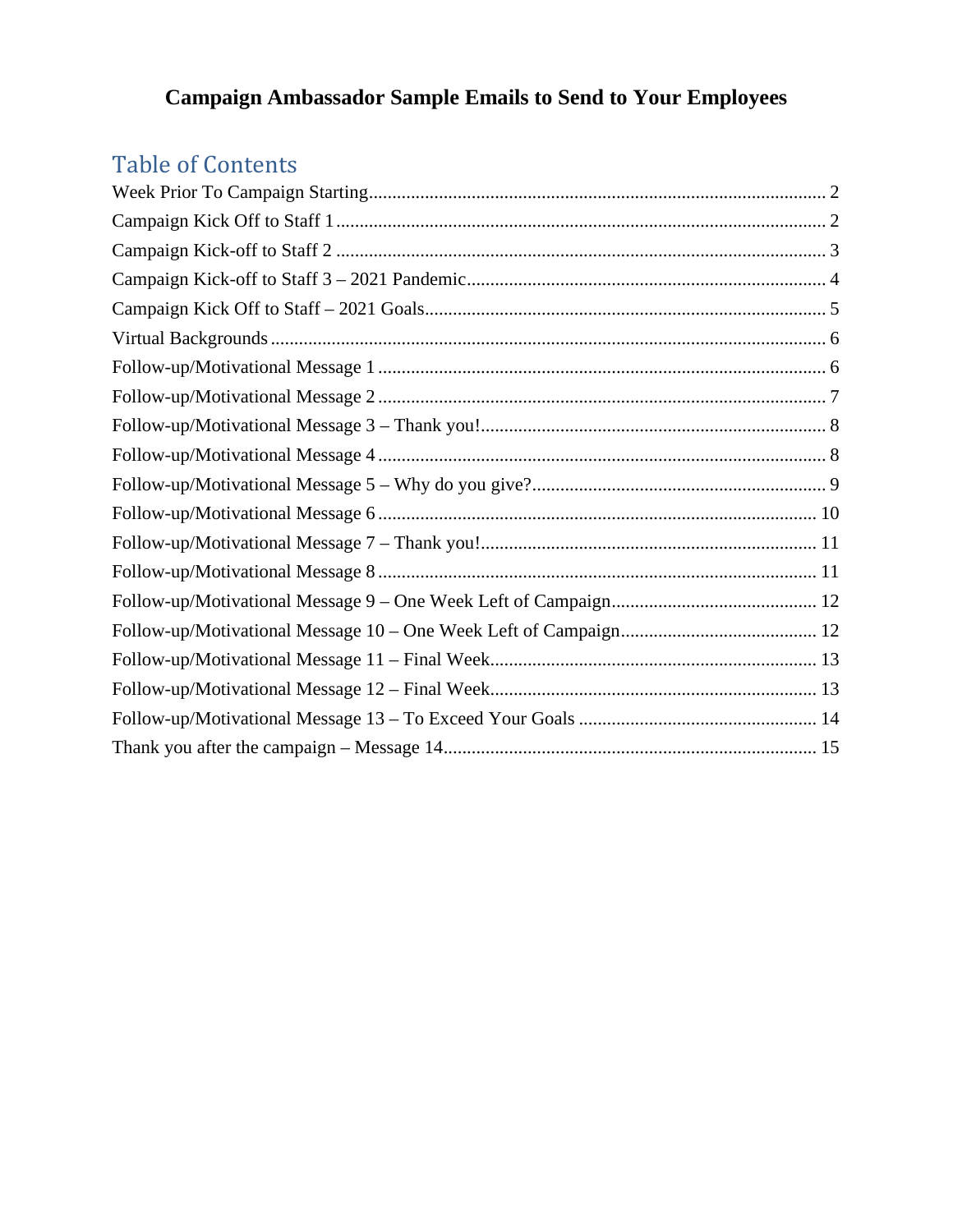# Campaign Ambassador Sample Emails to Send to Your Employees

## Table of Contents

Week Prior To Campaign Starting ..... 2
Campaign Kick Off to Staff 1 ..... 2
Campaign Kick-off to Staff 2 ..... 3
Campaign Kick-off to Staff 3 – 2021 Pandemic ..... 4
Campaign Kick Off to Staff – 2021 Goals ..... 5
Virtual Backgrounds ..... 6
Follow-up/Motivational Message 1 ..... 6
Follow-up/Motivational Message 2 ..... 7
Follow-up/Motivational Message 3 – Thank you! ..... 8
Follow-up/Motivational Message 4 ..... 8
Follow-up/Motivational Message 5 – Why do you give? ..... 9
Follow-up/Motivational Message 6 ..... 10
Follow-up/Motivational Message 7 – Thank you! ..... 11
Follow-up/Motivational Message 8 ..... 11
Follow-up/Motivational Message 9 – One Week Left of Campaign ..... 12
Follow-up/Motivational Message 10 – One Week Left of Campaign ..... 12
Follow-up/Motivational Message 11 – Final Week ..... 13
Follow-up/Motivational Message 12 – Final Week ..... 13
Follow-up/Motivational Message 13 – To Exceed Your Goals ..... 14
Thank you after the campaign – Message 14 ..... 15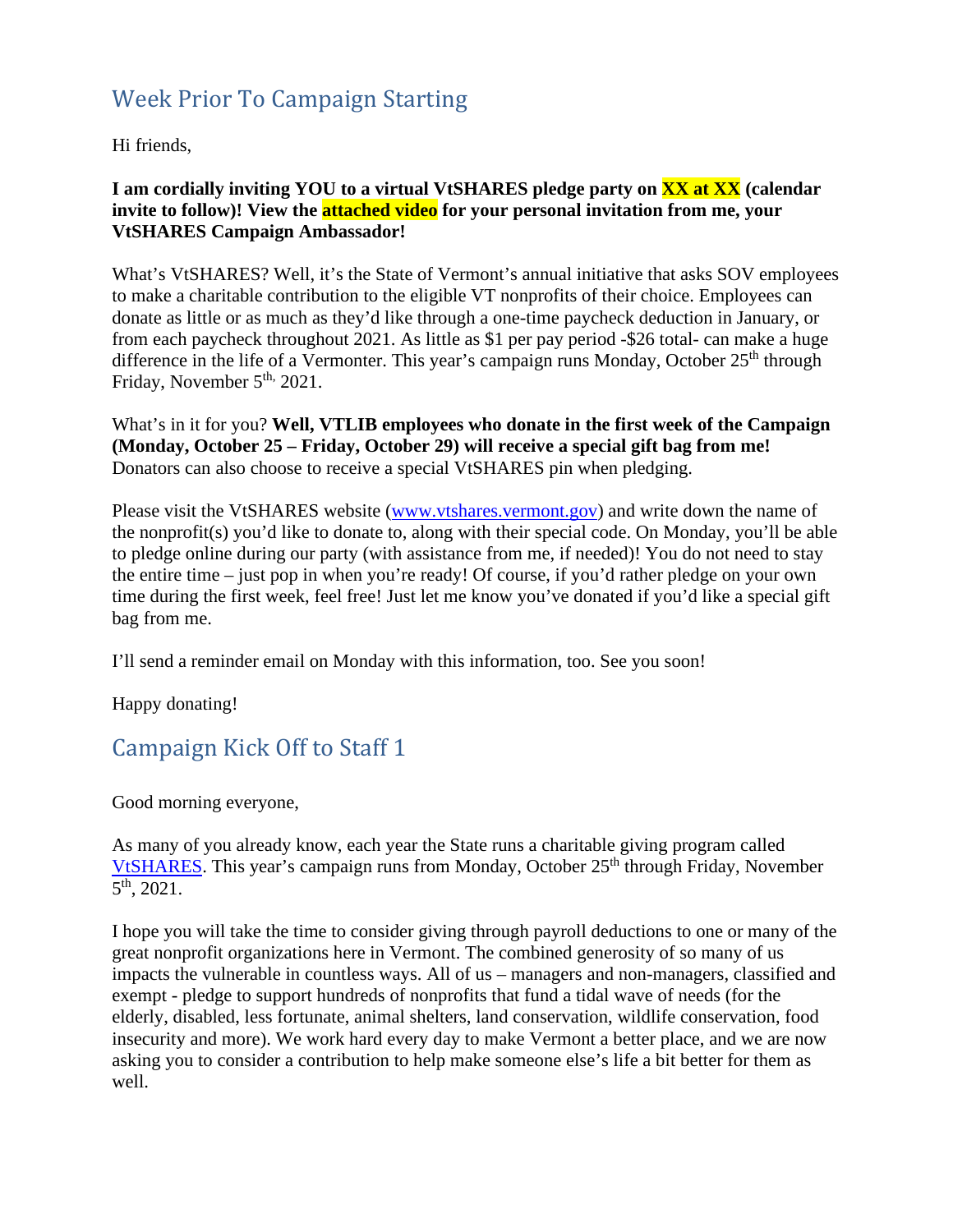## Week Prior To Campaign Starting

Hi friends,

**I am cordially inviting YOU to a virtual VtSHARES pledge party on XX at XX (calendar invite to follow)! View the attached video for your personal invitation from me, your VtSHARES Campaign Ambassador!**

What's VtSHARES? Well, it's the State of Vermont's annual initiative that asks SOV employees to make a charitable contribution to the eligible VT nonprofits of their choice. Employees can donate as little or as much as they'd like through a one-time paycheck deduction in January, or from each paycheck throughout 2021. As little as $1 per pay period -$26 total- can make a huge difference in the life of a Vermonter. This year's campaign runs Monday, October 25th through Friday, November 5th, 2021.

What's in it for you? **Well, VTLIB employees who donate in the first week of the Campaign (Monday, October 25 – Friday, October 29) will receive a special gift bag from me!** Donators can also choose to receive a special VtSHARES pin when pledging.

Please visit the VtSHARES website (www.vtshares.vermont.gov) and write down the name of the nonprofit(s) you'd like to donate to, along with their special code. On Monday, you'll be able to pledge online during our party (with assistance from me, if needed)! You do not need to stay the entire time – just pop in when you're ready! Of course, if you'd rather pledge on your own time during the first week, feel free! Just let me know you've donated if you'd like a special gift bag from me.

I'll send a reminder email on Monday with this information, too. See you soon!

Happy donating!

## Campaign Kick Off to Staff 1

Good morning everyone,

As many of you already know, each year the State runs a charitable giving program called VtSHARES. This year's campaign runs from Monday, October 25th through Friday, November 5th, 2021.

I hope you will take the time to consider giving through payroll deductions to one or many of the great nonprofit organizations here in Vermont. The combined generosity of so many of us impacts the vulnerable in countless ways. All of us – managers and non-managers, classified and exempt - pledge to support hundreds of nonprofits that fund a tidal wave of needs (for the elderly, disabled, less fortunate, animal shelters, land conservation, wildlife conservation, food insecurity and more). We work hard every day to make Vermont a better place, and we are now asking you to consider a contribution to help make someone else's life a bit better for them as well.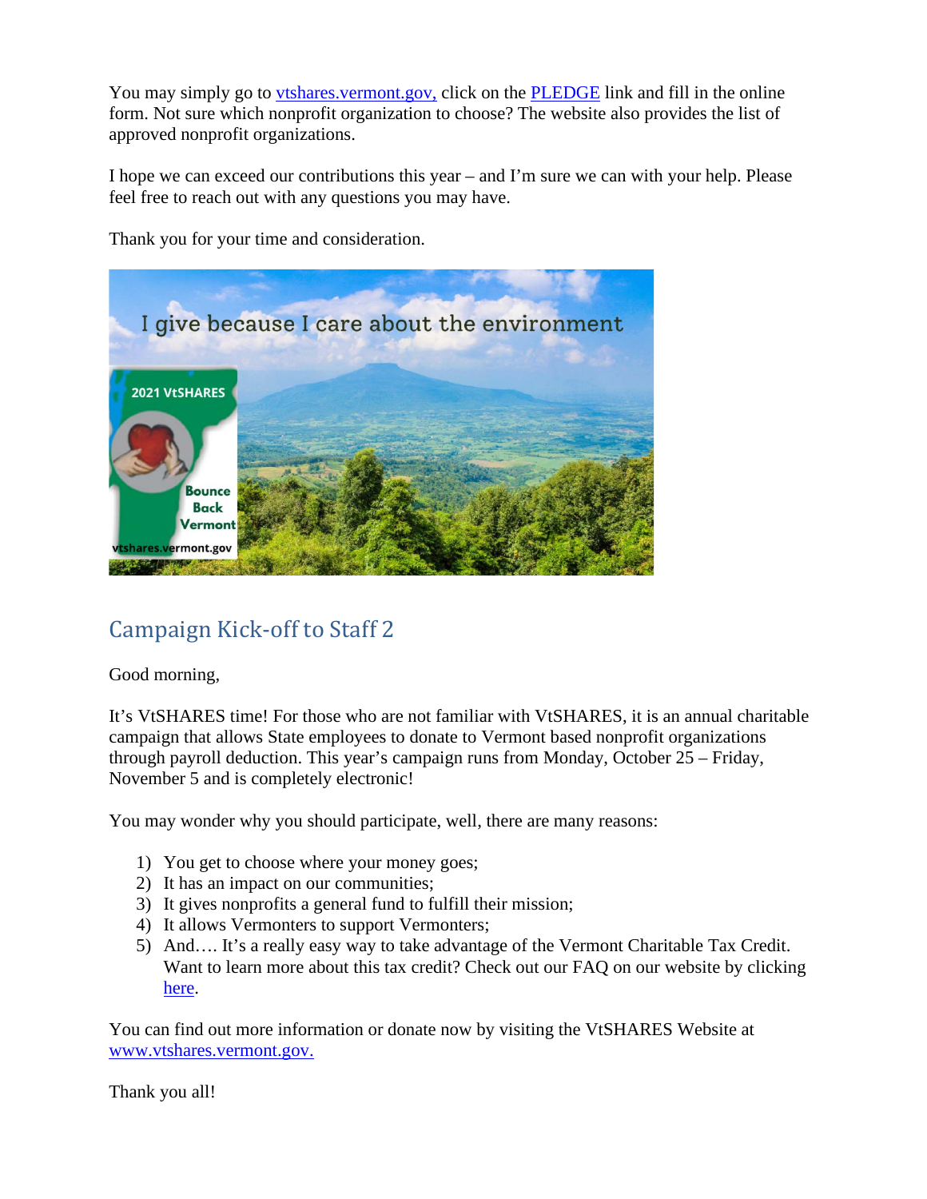You may simply go to [vtshares.vermont.gov,](vtshares.vermont.gov) click on the [PLEDGE](#) link and fill in the online form. Not sure which nonprofit organization to choose? The website also provides the list of approved nonprofit organizations.

I hope we can exceed our contributions this year – and I'm sure we can with your help. Please feel free to reach out with any questions you may have.

Thank you for your time and consideration.

## Campaign Kick-off to Staff 2

Good morning,

It's VtSHARES time! For those who are not familiar with VtSHARES, it is an annual charitable campaign that allows State employees to donate to Vermont based nonprofit organizations through payroll deduction. This year's campaign runs from Monday, October 25 – Friday, November 5 and is completely electronic!

You may wonder why you should participate, well, there are many reasons:

1) You get to choose where your money goes;
2) It has an impact on our communities;
3) It gives nonprofits a general fund to fulfill their mission;
4) It allows Vermonters to support Vermonters;
5) And…. It's a really easy way to take advantage of the Vermont Charitable Tax Credit. Want to learn more about this tax credit? Check out our FAQ on our website by clicking [here](#).

You can find out more information or donate now by visiting the VtSHARES Website at [www.vtshares.vermont.gov.](www.vtshares.vermont.gov)

Thank you all!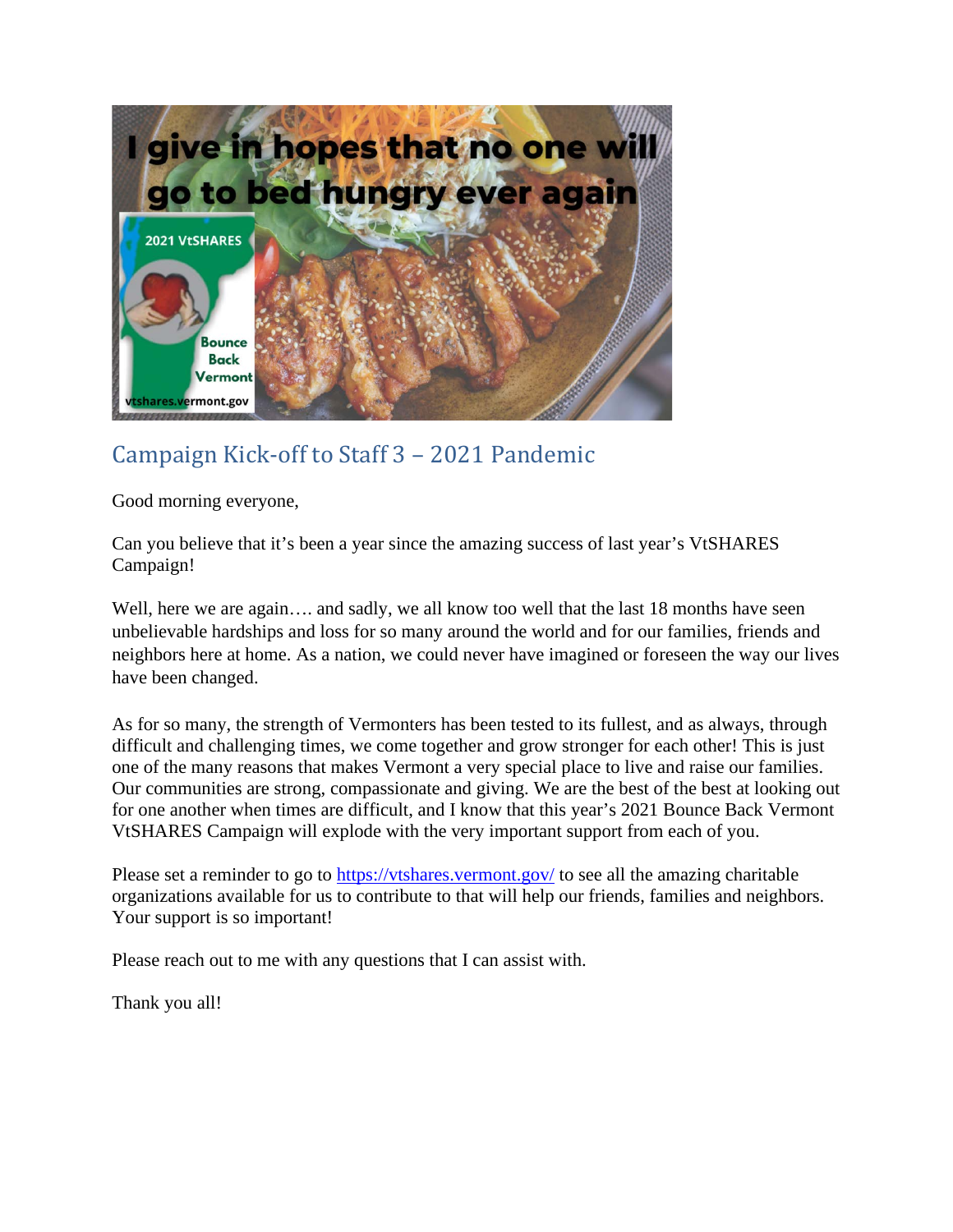## Campaign Kick-off to Staff 3 – 2021 Pandemic

Good morning everyone,

Can you believe that it's been a year since the amazing success of last year's VtSHARES Campaign!

Well, here we are again…. and sadly, we all know too well that the last 18 months have seen unbelievable hardships and loss for so many around the world and for our families, friends and neighbors here at home. As a nation, we could never have imagined or foreseen the way our lives have been changed.

As for so many, the strength of Vermonters has been tested to its fullest, and as always, through difficult and challenging times, we come together and grow stronger for each other! This is just one of the many reasons that makes Vermont a very special place to live and raise our families. Our communities are strong, compassionate and giving. We are the best of the best at looking out for one another when times are difficult, and I know that this year's 2021 Bounce Back Vermont VtSHARES Campaign will explode with the very important support from each of you.

Please set a reminder to go to [https://vtshares.vermont.gov/](https://vtshares.vermont.gov/) to see all the amazing charitable organizations available for us to contribute to that will help our friends, families and neighbors. Your support is so important!

Please reach out to me with any questions that I can assist with.

Thank you all!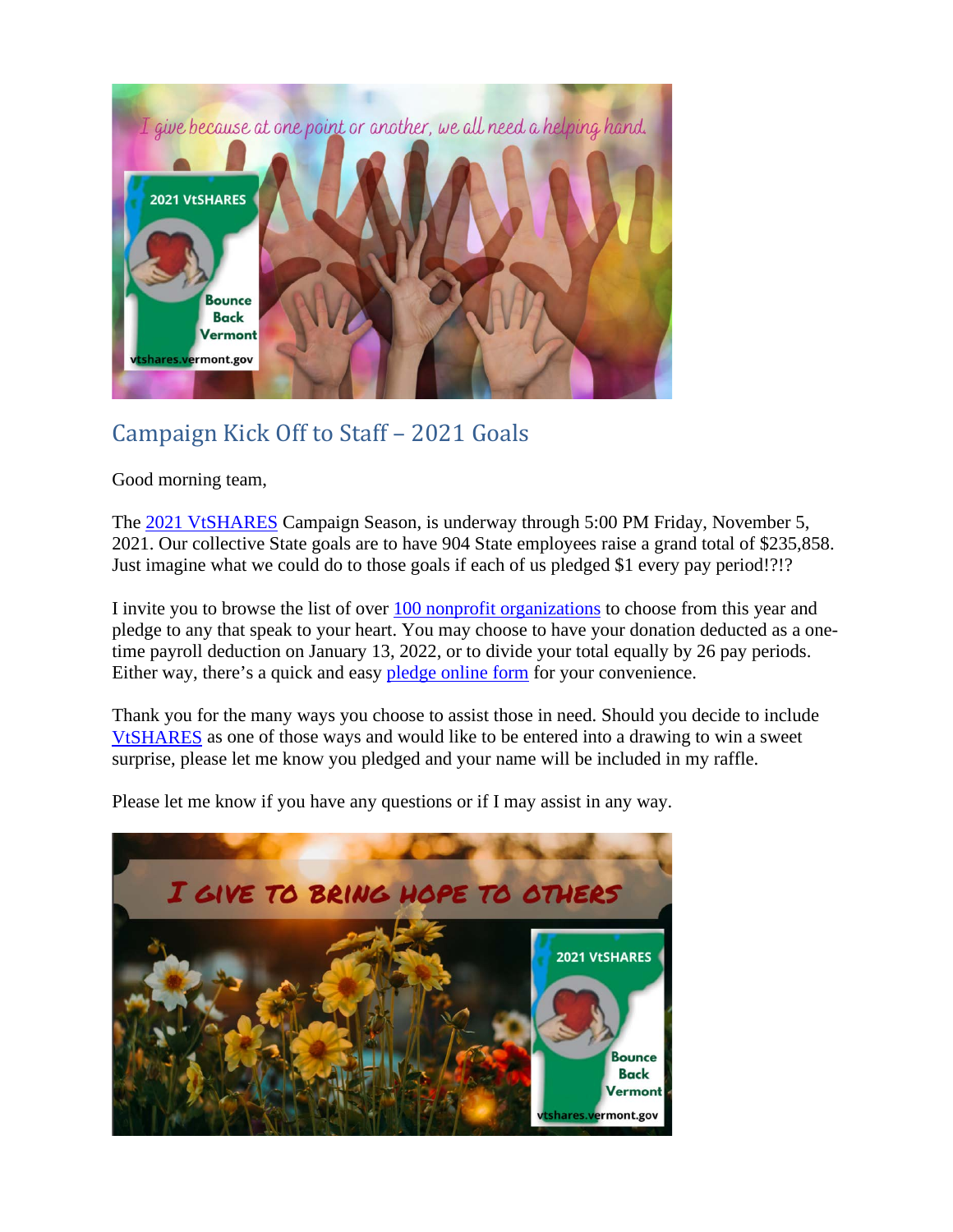## Campaign Kick Off to Staff – 2021 Goals

Good morning team,

The 2021 VtSHARES Campaign Season, is underway through 5:00 PM Friday, November 5, 2021. Our collective State goals are to have 904 State employees raise a grand total of $235,858. Just imagine what we could do to those goals if each of us pledged $1 every pay period!?!?

I invite you to browse the list of over 100 nonprofit organizations to choose from this year and pledge to any that speak to your heart. You may choose to have your donation deducted as a one-time payroll deduction on January 13, 2022, or to divide your total equally by 26 pay periods. Either way, there's a quick and easy pledge online form for your convenience.

Thank you for the many ways you choose to assist those in need. Should you decide to include VtSHARES as one of those ways and would like to be entered into a drawing to win a sweet surprise, please let me know you pledged and your name will be included in my raffle.

Please let me know if you have any questions or if I may assist in any way.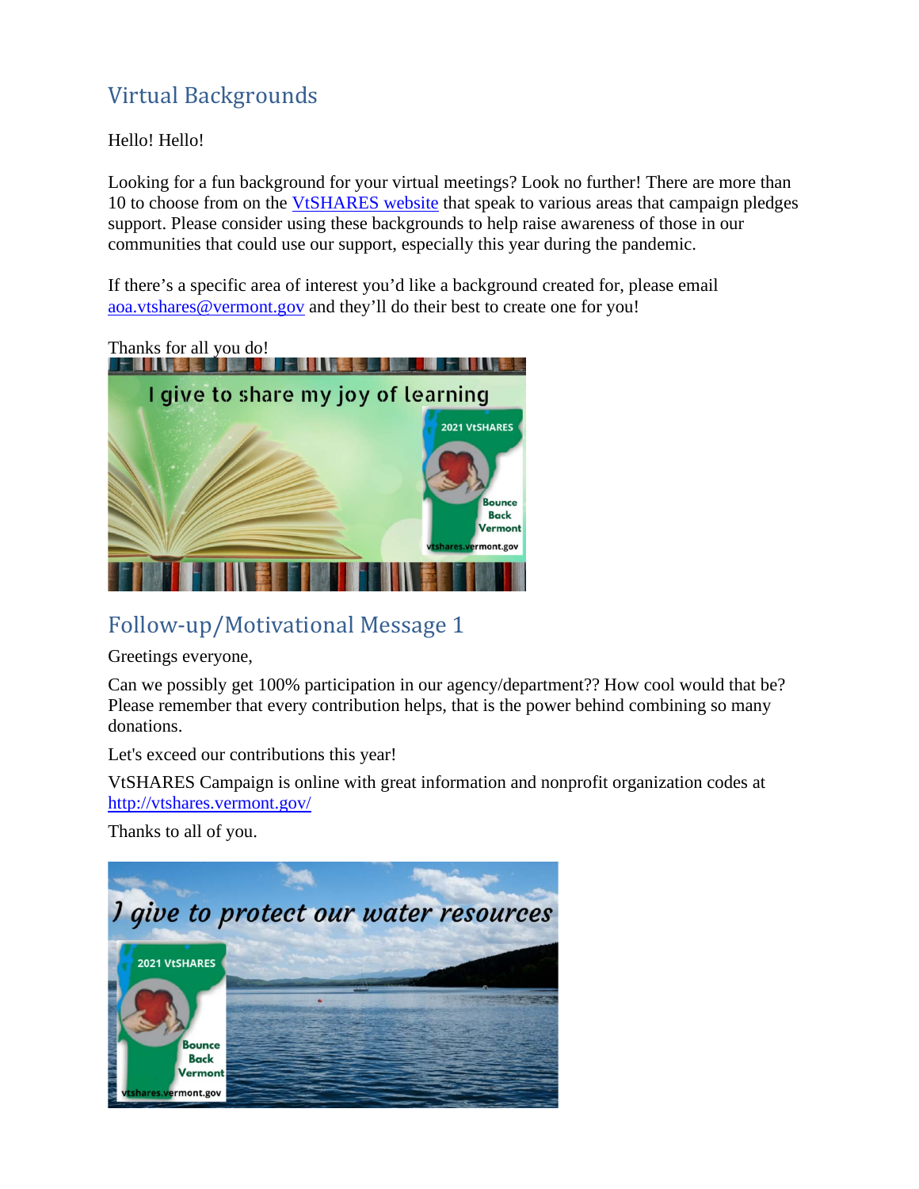## Virtual Backgrounds

Hello! Hello!

Looking for a fun background for your virtual meetings? Look no further! There are more than 10 to choose from on the VtSHARES website that speak to various areas that campaign pledges support. Please consider using these backgrounds to help raise awareness of those in our communities that could use our support, especially this year during the pandemic.

If there's a specific area of interest you'd like a background created for, please email aoa.vtshares@vermont.gov and they'll do their best to create one for you!

Thanks for all you do!

## Follow-up/Motivational Message 1

Greetings everyone,

Can we possibly get 100% participation in our agency/department?? How cool would that be? Please remember that every contribution helps, that is the power behind combining so many donations.

Let's exceed our contributions this year!

VtSHARES Campaign is online with great information and nonprofit organization codes at http://vtshares.vermont.gov/

Thanks to all of you.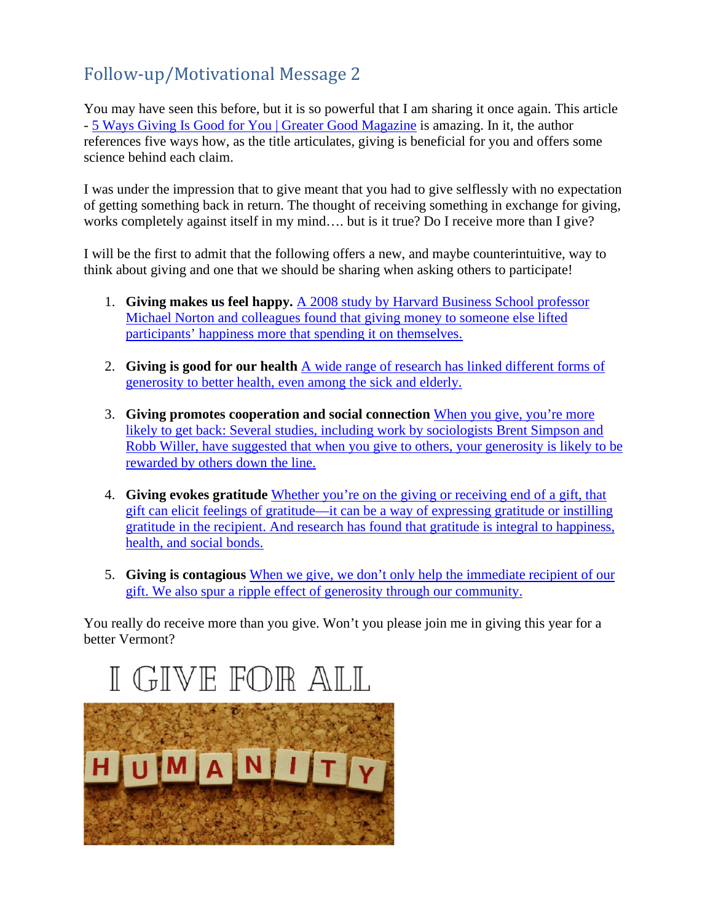## Follow-up/Motivational Message 2

You may have seen this before, but it is so powerful that I am sharing it once again. This article - 5 Ways Giving Is Good for You | Greater Good Magazine is amazing. In it, the author references five ways how, as the title articulates, giving is beneficial for you and offers some science behind each claim.

I was under the impression that to give meant that you had to give selflessly with no expectation of getting something back in return. The thought of receiving something in exchange for giving, works completely against itself in my mind…. but is it true? Do I receive more than I give?

I will be the first to admit that the following offers a new, and maybe counterintuitive, way to think about giving and one that we should be sharing when asking others to participate!

1. **Giving makes us feel happy.** A 2008 study by Harvard Business School professor Michael Norton and colleagues found that giving money to someone else lifted participants' happiness more that spending it on themselves.

2. **Giving is good for our health** A wide range of research has linked different forms of generosity to better health, even among the sick and elderly.

3. **Giving promotes cooperation and social connection** When you give, you're more likely to get back: Several studies, including work by sociologists Brent Simpson and Robb Willer, have suggested that when you give to others, your generosity is likely to be rewarded by others down the line.

4. **Giving evokes gratitude** Whether you're on the giving or receiving end of a gift, that gift can elicit feelings of gratitude—it can be a way of expressing gratitude or instilling gratitude in the recipient. And research has found that gratitude is integral to happiness, health, and social bonds.

5. **Giving is contagious** When we give, we don't only help the immediate recipient of our gift. We also spur a ripple effect of generosity through our community.

You really do receive more than you give. Won't you please join me in giving this year for a better Vermont?

I GIVE FOR ALL

HUMANITY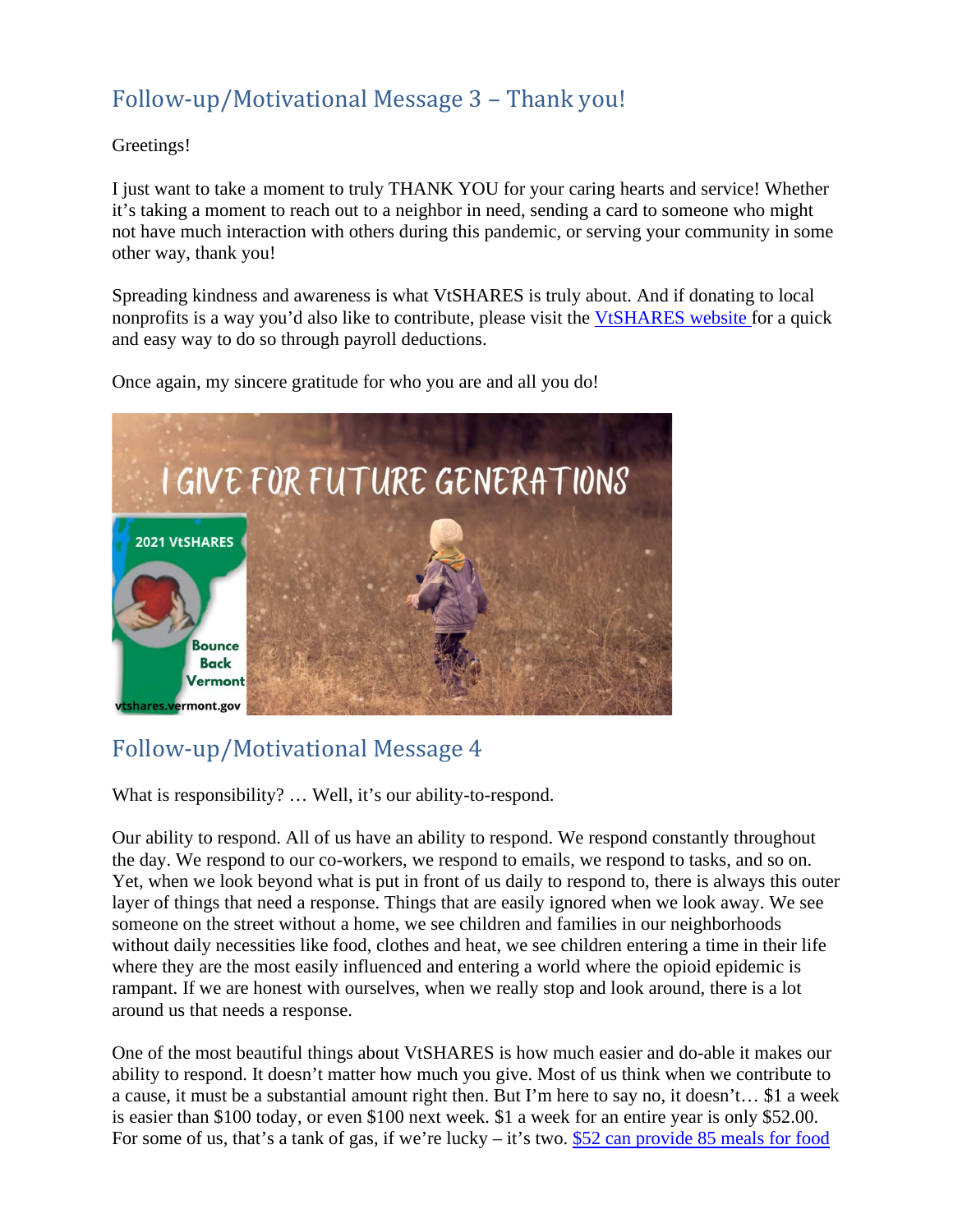## Follow-up/Motivational Message 3 – Thank you!

Greetings!

I just want to take a moment to truly THANK YOU for your caring hearts and service! Whether it's taking a moment to reach out to a neighbor in need, sending a card to someone who might not have much interaction with others during this pandemic, or serving your community in some other way, thank you!

Spreading kindness and awareness is what VtSHARES is truly about. And if donating to local nonprofits is a way you'd also like to contribute, please visit the [VtSHARES website](#) for a quick and easy way to do so through payroll deductions.

Once again, my sincere gratitude for who you are and all you do!

## Follow-up/Motivational Message 4

What is responsibility? … Well, it's our ability-to-respond.

Our ability to respond. All of us have an ability to respond. We respond constantly throughout the day. We respond to our co-workers, we respond to emails, we respond to tasks, and so on. Yet, when we look beyond what is put in front of us daily to respond to, there is always this outer layer of things that need a response. Things that are easily ignored when we look away. We see someone on the street without a home, we see children and families in our neighborhoods without daily necessities like food, clothes and heat, we see children entering a time in their life where they are the most easily influenced and entering a world where the opioid epidemic is rampant. If we are honest with ourselves, when we really stop and look around, there is a lot around us that needs a response.

One of the most beautiful things about VtSHARES is how much easier and do-able it makes our ability to respond. It doesn't matter how much you give. Most of us think when we contribute to a cause, it must be a substantial amount right then. But I'm here to say no, it doesn't… $1 a week is easier than $100 today, or even $100 next week. $1 a week for an entire year is only $52.00. For some of us, that's a tank of gas, if we're lucky – it's two. [$52 can provide 85 meals for food](#)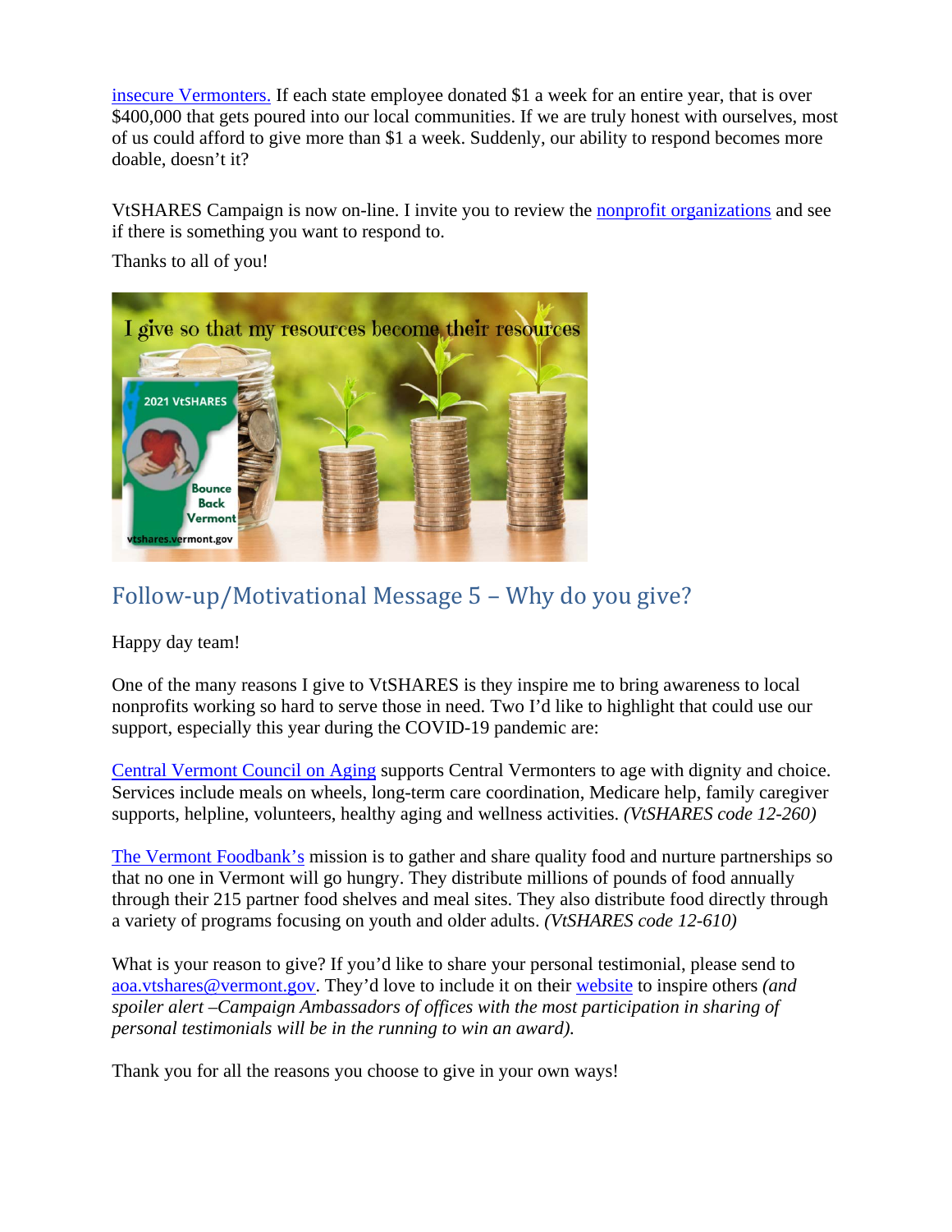insecure Vermonters. If each state employee donated $1 a week for an entire year, that is over $400,000 that gets poured into our local communities. If we are truly honest with ourselves, most of us could afford to give more than $1 a week. Suddenly, our ability to respond becomes more doable, doesn't it?

VtSHARES Campaign is now on-line. I invite you to review the nonprofit organizations and see if there is something you want to respond to.

Thanks to all of you!

## Follow-up/Motivational Message 5 – Why do you give?

Happy day team!

One of the many reasons I give to VtSHARES is they inspire me to bring awareness to local nonprofits working so hard to serve those in need. Two I'd like to highlight that could use our support, especially this year during the COVID-19 pandemic are:

Central Vermont Council on Aging supports Central Vermonters to age with dignity and choice. Services include meals on wheels, long-term care coordination, Medicare help, family caregiver supports, helpline, volunteers, healthy aging and wellness activities. *(VtSHARES code 12-260)*

The Vermont Foodbank's mission is to gather and share quality food and nurture partnerships so that no one in Vermont will go hungry. They distribute millions of pounds of food annually through their 215 partner food shelves and meal sites. They also distribute food directly through a variety of programs focusing on youth and older adults. *(VtSHARES code 12-610)*

What is your reason to give? If you'd like to share your personal testimonial, please send to aoa.vtshares@vermont.gov. They'd love to include it on their website to inspire others *(and spoiler alert –Campaign Ambassadors of offices with the most participation in sharing of personal testimonials will be in the running to win an award).*

Thank you for all the reasons you choose to give in your own ways!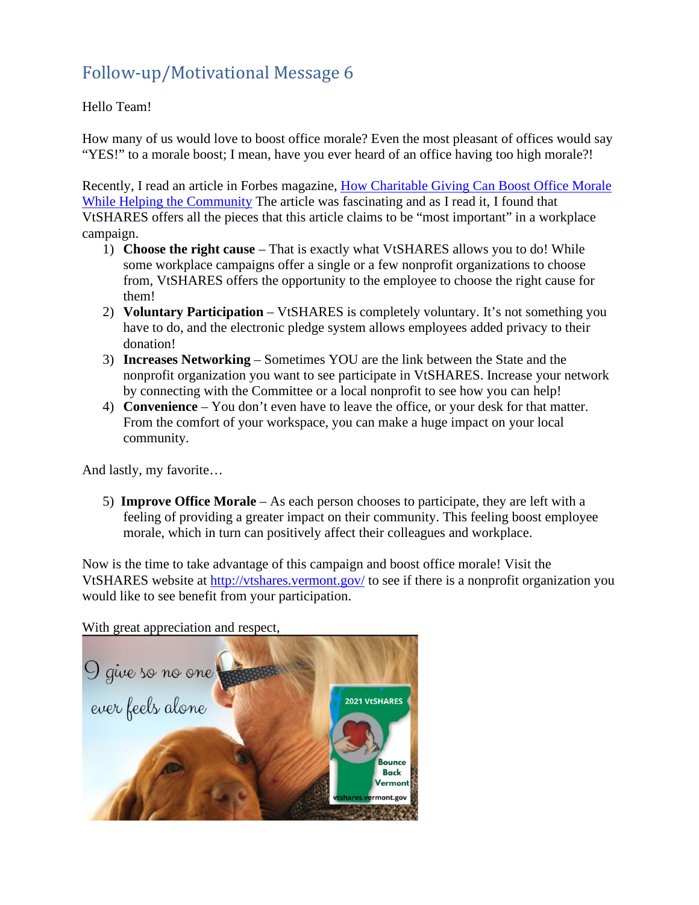## Follow-up/Motivational Message 6

Hello Team!

How many of us would love to boost office morale? Even the most pleasant of offices would say "YES!" to a morale boost; I mean, have you ever heard of an office having too high morale?!

Recently, I read an article in Forbes magazine, [How Charitable Giving Can Boost Office Morale While Helping the Community]() The article was fascinating and as I read it, I found that VtSHARES offers all the pieces that this article claims to be "most important" in a workplace campaign.

1) **Choose the right cause** – That is exactly what VtSHARES allows you to do! While some workplace campaigns offer a single or a few nonprofit organizations to choose from, VtSHARES offers the opportunity to the employee to choose the right cause for them!
2) **Voluntary Participation** – VtSHARES is completely voluntary. It's not something you have to do, and the electronic pledge system allows employees added privacy to their donation!
3) **Increases Networking** – Sometimes YOU are the link between the State and the nonprofit organization you want to see participate in VtSHARES. Increase your network by connecting with the Committee or a local nonprofit to see how you can help!
4) **Convenience** – You don't even have to leave the office, or your desk for that matter. From the comfort of your workspace, you can make a huge impact on your local community.

And lastly, my favorite…

5) **Improve Office Morale** – As each person chooses to participate, they are left with a feeling of providing a greater impact on their community. This feeling boost employee morale, which in turn can positively affect their colleagues and workplace.

Now is the time to take advantage of this campaign and boost office morale! Visit the VtSHARES website at [http://vtshares.vermont.gov/](http://vtshares.vermont.gov/) to see if there is a nonprofit organization you would like to see benefit from your participation.

With great appreciation and respect,

I give so no one ever feels alone

2021 VtSHARES

Bounce Back Vermont

vtshares.vermont.gov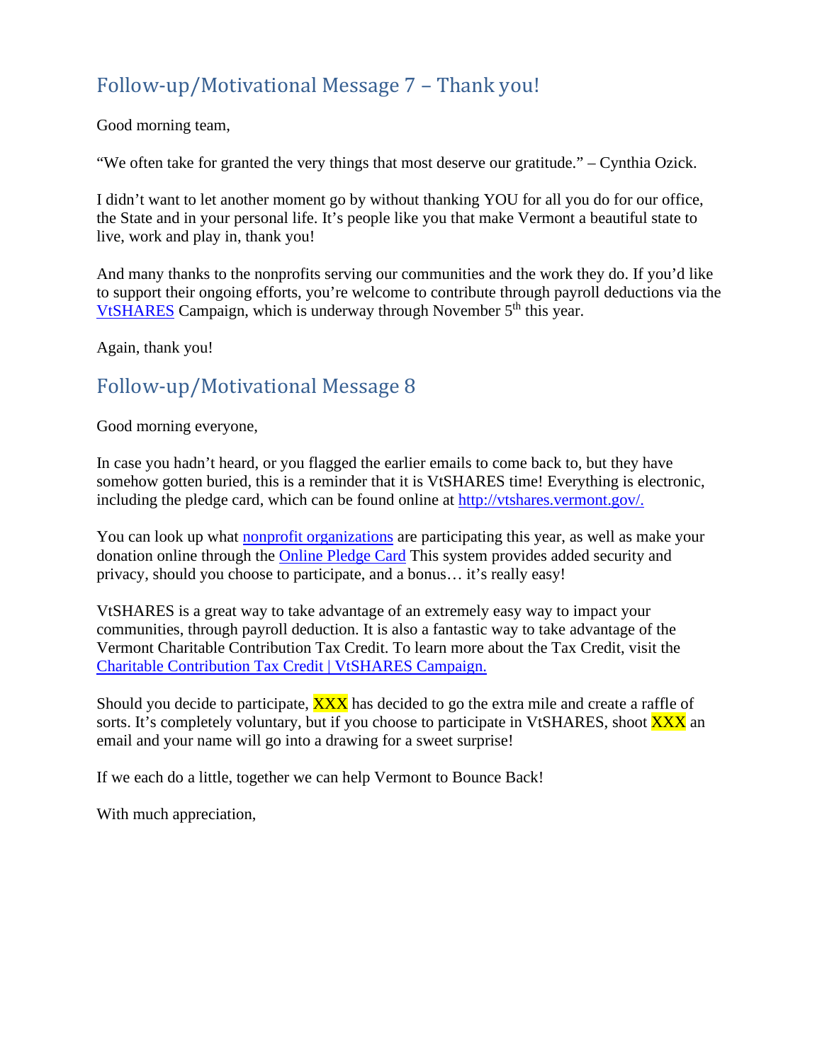## Follow-up/Motivational Message 7 – Thank you!

Good morning team,

“We often take for granted the very things that most deserve our gratitude.” – Cynthia Ozick.

I didn’t want to let another moment go by without thanking YOU for all you do for our office, the State and in your personal life. It’s people like you that make Vermont a beautiful state to live, work and play in, thank you!

And many thanks to the nonprofits serving our communities and the work they do. If you’d like to support their ongoing efforts, you’re welcome to contribute through payroll deductions via the [VtSHARES](http://vtshares.vermont.gov/) Campaign, which is underway through November 5th this year.

Again, thank you!

## Follow-up/Motivational Message 8

Good morning everyone,

In case you hadn’t heard, or you flagged the earlier emails to come back to, but they have somehow gotten buried, this is a reminder that it is VtSHARES time! Everything is electronic, including the pledge card, which can be found online at [http://vtshares.vermont.gov/.](http://vtshares.vermont.gov/)

You can look up what nonprofit organizations are participating this year, as well as make your donation online through the Online Pledge Card This system provides added security and privacy, should you choose to participate, and a bonus… it’s really easy!

VtSHARES is a great way to take advantage of an extremely easy way to impact your communities, through payroll deduction. It is also a fantastic way to take advantage of the Vermont Charitable Contribution Tax Credit. To learn more about the Tax Credit, visit the Charitable Contribution Tax Credit | VtSHARES Campaign.

Should you decide to participate, XXX has decided to go the extra mile and create a raffle of sorts. It’s completely voluntary, but if you choose to participate in VtSHARES, shoot XXX an email and your name will go into a drawing for a sweet surprise!

If we each do a little, together we can help Vermont to Bounce Back!

With much appreciation,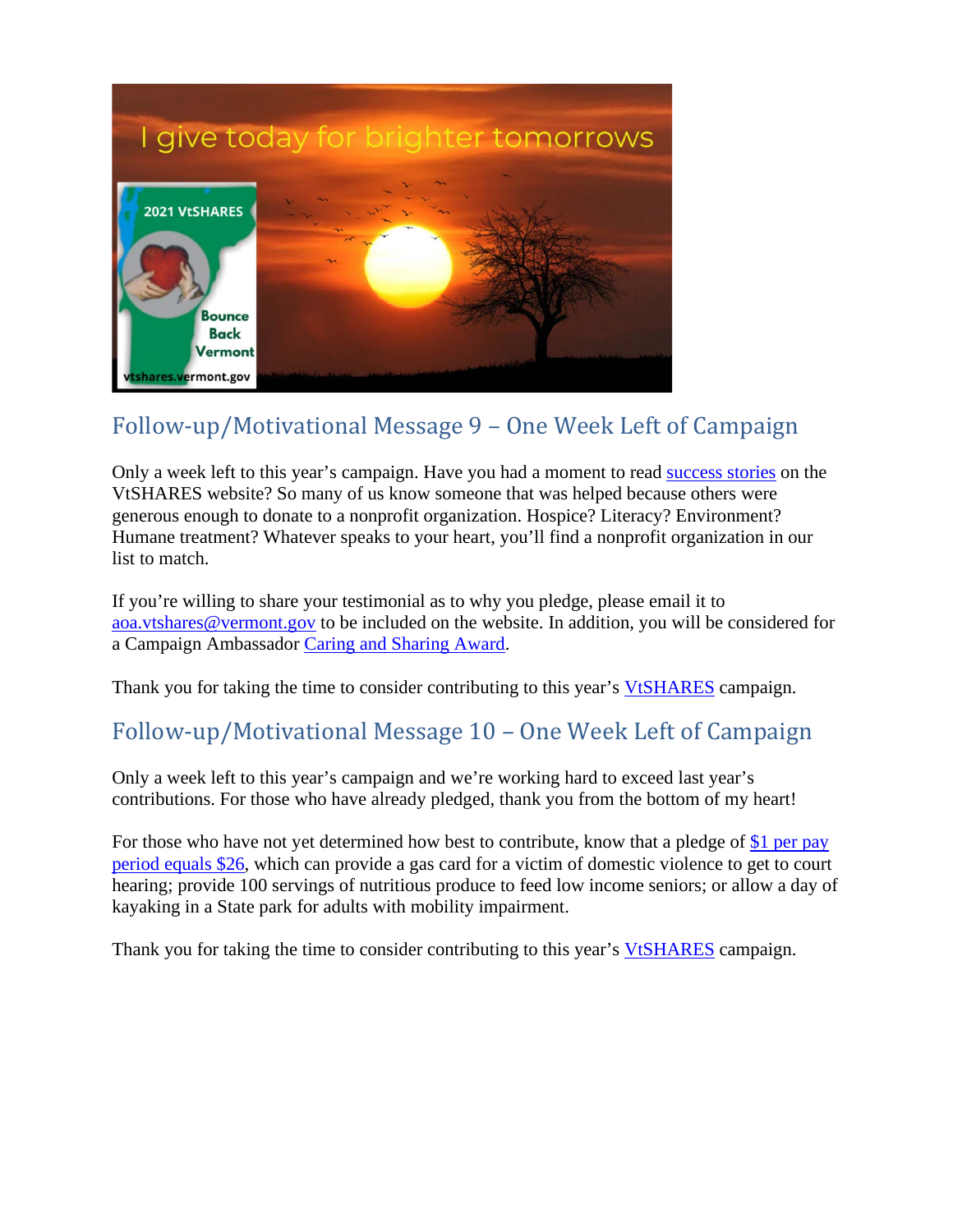## Follow-up/Motivational Message 9 – One Week Left of Campaign

Only a week left to this year's campaign. Have you had a moment to read success stories on the VtSHARES website? So many of us know someone that was helped because others were generous enough to donate to a nonprofit organization. Hospice? Literacy? Environment? Humane treatment? Whatever speaks to your heart, you'll find a nonprofit organization in our list to match.

If you're willing to share your testimonial as to why you pledge, please email it to aoa.vtshares@vermont.gov to be included on the website. In addition, you will be considered for a Campaign Ambassador Caring and Sharing Award.

Thank you for taking the time to consider contributing to this year's VtSHARES campaign.

## Follow-up/Motivational Message 10 – One Week Left of Campaign

Only a week left to this year's campaign and we're working hard to exceed last year's contributions. For those who have already pledged, thank you from the bottom of my heart!

For those who have not yet determined how best to contribute, know that a pledge of $1 per pay period equals $26, which can provide a gas card for a victim of domestic violence to get to court hearing; provide 100 servings of nutritious produce to feed low income seniors; or allow a day of kayaking in a State park for adults with mobility impairment.

Thank you for taking the time to consider contributing to this year's VtSHARES campaign.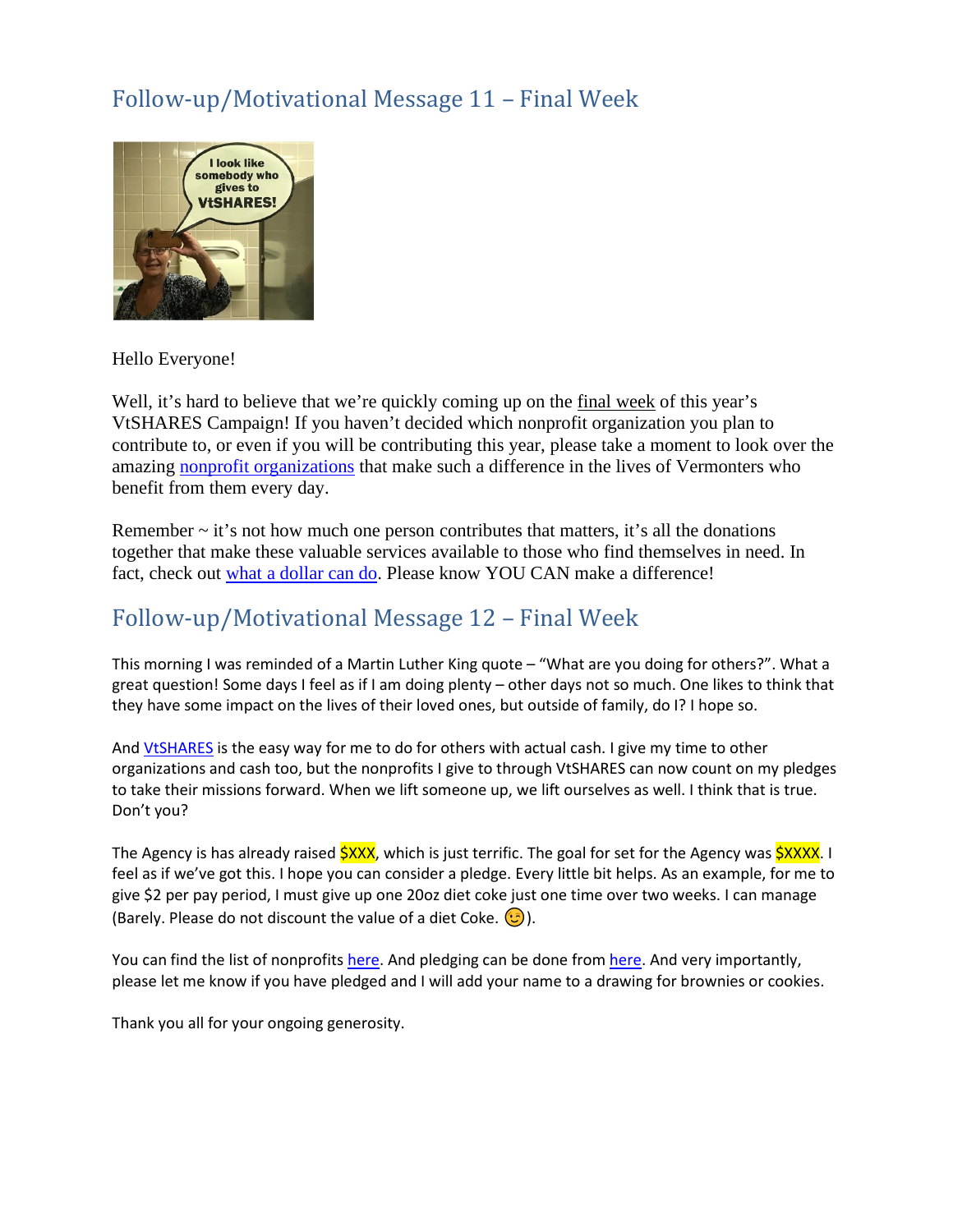## Follow-up/Motivational Message 11 – Final Week

Hello Everyone!

Well, it's hard to believe that we're quickly coming up on the final week of this year's VtSHARES Campaign! If you haven't decided which nonprofit organization you plan to contribute to, or even if you will be contributing this year, please take a moment to look over the amazing nonprofit organizations that make such a difference in the lives of Vermonters who benefit from them every day.

Remember ~ it's not how much one person contributes that matters, it's all the donations together that make these valuable services available to those who find themselves in need. In fact, check out what a dollar can do. Please know YOU CAN make a difference!

## Follow-up/Motivational Message 12 – Final Week

This morning I was reminded of a Martin Luther King quote – "What are you doing for others?". What a great question! Some days I feel as if I am doing plenty – other days not so much. One likes to think that they have some impact on the lives of their loved ones, but outside of family, do I? I hope so.

And VtSHARES is the easy way for me to do for others with actual cash. I give my time to other organizations and cash too, but the nonprofits I give to through VtSHARES can now count on my pledges to take their missions forward. When we lift someone up, we lift ourselves as well. I think that is true. Don't you?

The Agency is has already raised $XXX, which is just terrific. The goal for set for the Agency was $XXXX. I feel as if we've got this. I hope you can consider a pledge. Every little bit helps. As an example, for me to give $2 per pay period, I must give up one 20oz diet coke just one time over two weeks. I can manage (Barely. Please do not discount the value of a diet Coke. 😉).

You can find the list of nonprofits here. And pledging can be done from here. And very importantly, please let me know if you have pledged and I will add your name to a drawing for brownies or cookies.

Thank you all for your ongoing generosity.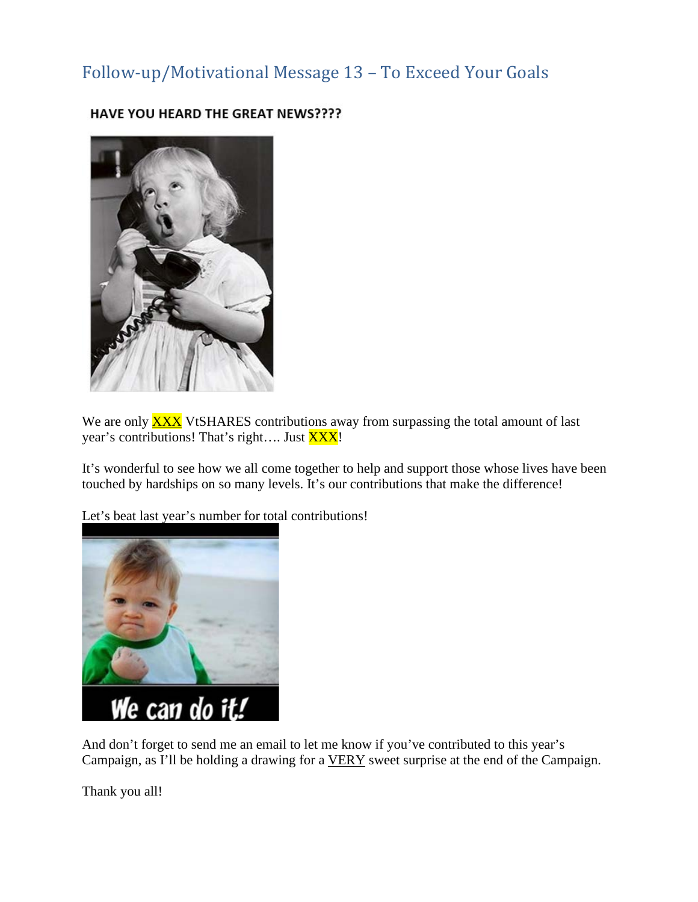## Follow-up/Motivational Message 13 – To Exceed Your Goals

**HAVE YOU HEARD THE GREAT NEWS????**

We are only XXX VtSHARES contributions away from surpassing the total amount of last year's contributions! That's right…. Just XXX!

It's wonderful to see how we all come together to help and support those whose lives have been touched by hardships on so many levels. It's our contributions that make the difference!

Let's beat last year's number for total contributions!

And don't forget to send me an email to let me know if you've contributed to this year's Campaign, as I'll be holding a drawing for a VERY sweet surprise at the end of the Campaign.

Thank you all!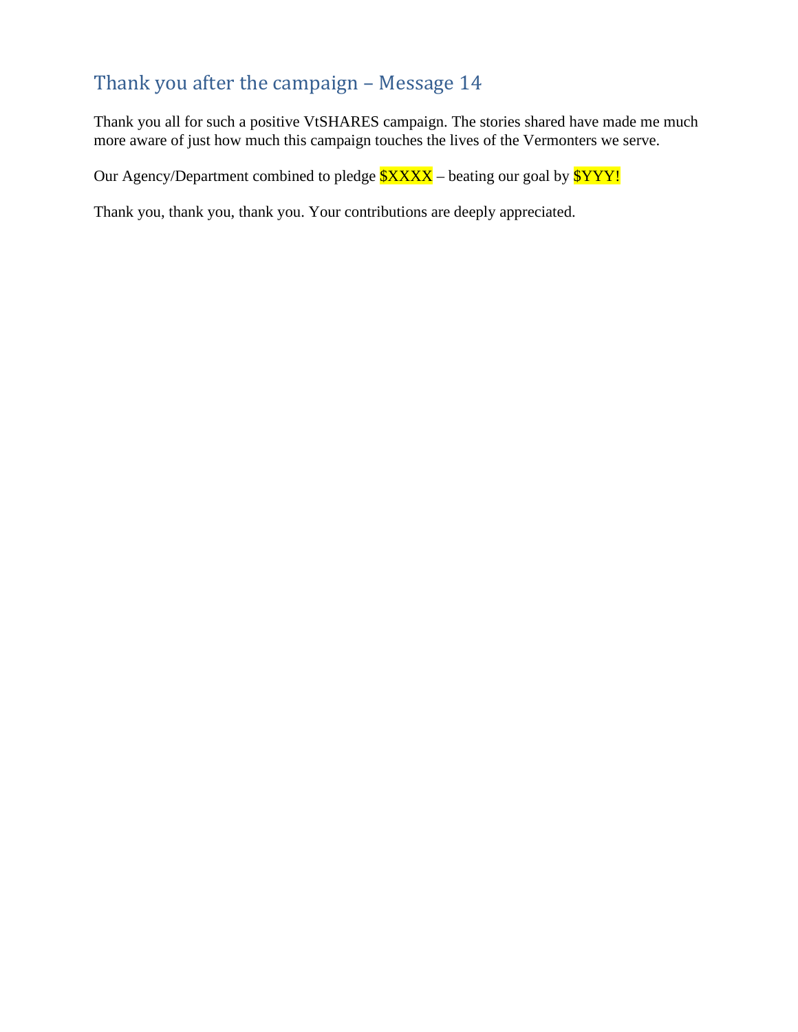## Thank you after the campaign – Message 14

Thank you all for such a positive VtSHARES campaign. The stories shared have made me much more aware of just how much this campaign touches the lives of the Vermonters we serve.

Our Agency/Department combined to pledge $XXXX – beating our goal by $YYY!

Thank you, thank you, thank you. Your contributions are deeply appreciated.